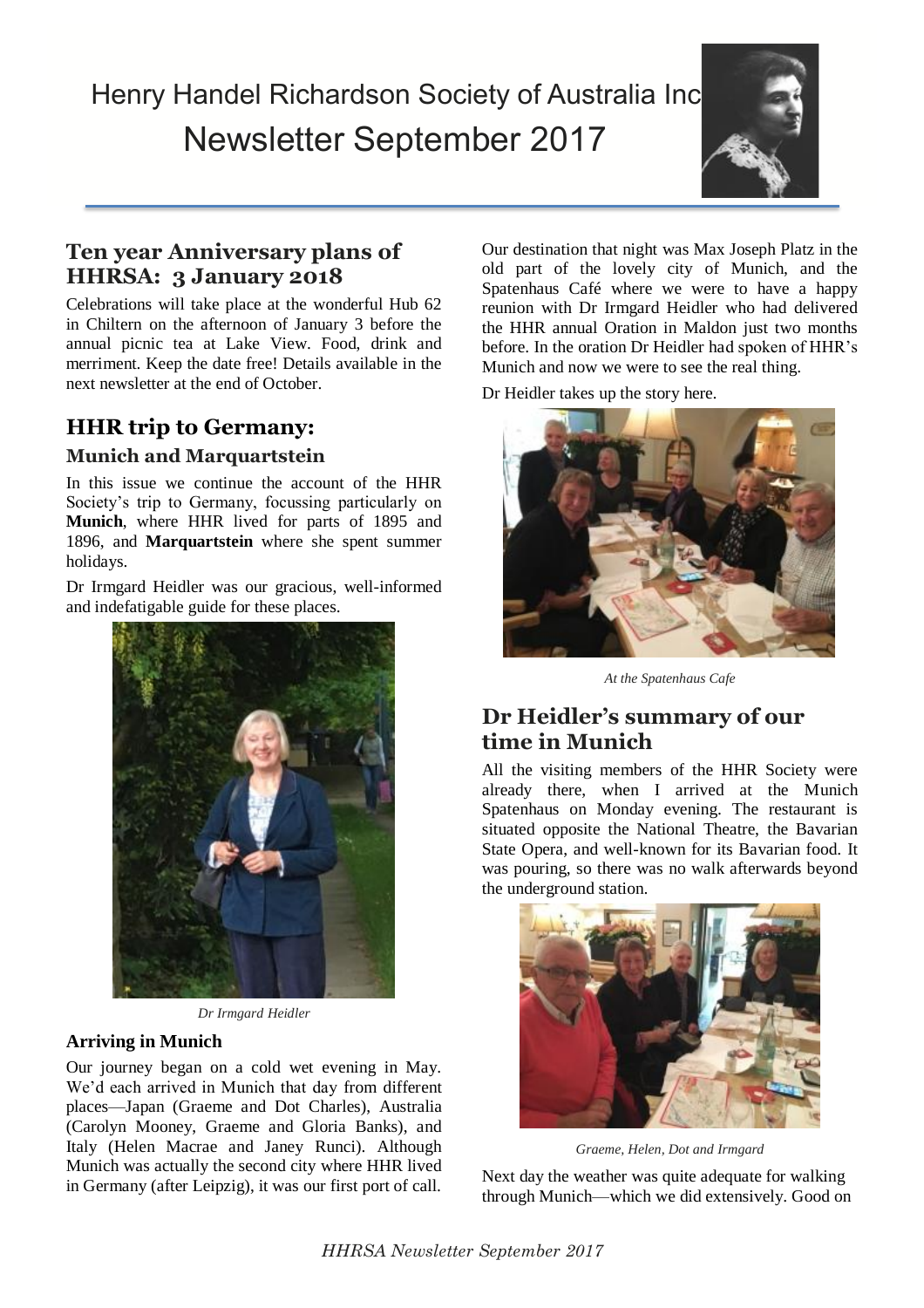# Henry Handel Richardson Society of Australia Inc
# Newsletter September 2017

## Ten year Anniversary plans of HHRSA: 3 January 2018

Celebrations will take place at the wonderful Hub 62 in Chiltern on the afternoon of January 3 before the annual picnic tea at Lake View. Food, drink and merriment. Keep the date free! Details available in the next newsletter at the end of October.

## HHR trip to Germany:

### Munich and Marquartstein

In this issue we continue the account of the HHR Society's trip to Germany, focussing particularly on **Munich**, where HHR lived for parts of 1895 and 1896, and **Marquartstein** where she spent summer holidays.

Dr Irmgard Heidler was our gracious, well-informed and indefatigable guide for these places.

*Dr Irmgard Heidler*

### Arriving in Munich

Our journey began on a cold wet evening in May. We'd each arrived in Munich that day from different places—Japan (Graeme and Dot Charles), Australia (Carolyn Mooney, Graeme and Gloria Banks), and Italy (Helen Macrae and Janey Runci). Although Munich was actually the second city where HHR lived in Germany (after Leipzig), it was our first port of call.

Our destination that night was Max Joseph Platz in the old part of the lovely city of Munich, and the Spatenhaus Café where we were to have a happy reunion with Dr Irmgard Heidler who had delivered the HHR annual Oration in Maldon just two months before. In the oration Dr Heidler had spoken of HHR's Munich and now we were to see the real thing.

Dr Heidler takes up the story here.

*At the Spatenhaus Cafe*

## Dr Heidler's summary of our time in Munich

All the visiting members of the HHR Society were already there, when I arrived at the Munich Spatenhaus on Monday evening. The restaurant is situated opposite the National Theatre, the Bavarian State Opera, and well-known for its Bavarian food. It was pouring, so there was no walk afterwards beyond the underground station.

*Graeme, Helen, Dot and Irmgard*

Next day the weather was quite adequate for walking through Munich—which we did extensively. Good on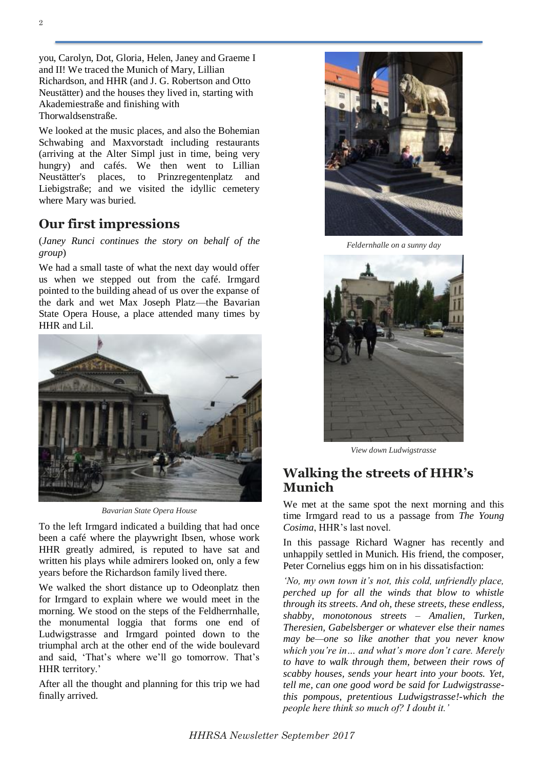you, Carolyn, Dot, Gloria, Helen, Janey and Graeme I and II! We traced the Munich of Mary, Lillian Richardson, and HHR (and J. G. Robertson and Otto Neustätter) and the houses they lived in, starting with Akademiestraße and finishing with Thorwaldsenstraße.

We looked at the music places, and also the Bohemian Schwabing and Maxvorstadt including restaurants (arriving at the Alter Simpl just in time, being very hungry) and cafés. We then went to Lillian Neustätter's places, to Prinzregentenplatz and Liebigstraße; and we visited the idyllic cemetery where Mary was buried.

## Our first impressions

(*Janey Runci continues the story on behalf of the group*)

We had a small taste of what the next day would offer us when we stepped out from the café. Irmgard pointed to the building ahead of us over the expanse of the dark and wet Max Joseph Platz—the Bavarian State Opera House, a place attended many times by HHR and Lil.

*Bavarian State Opera House*

To the left Irmgard indicated a building that had once been a café where the playwright Ibsen, whose work HHR greatly admired, is reputed to have sat and written his plays while admirers looked on, only a few years before the Richardson family lived there.

We walked the short distance up to Odeonplatz then for Irmgard to explain where we would meet in the morning. We stood on the steps of the Feldherrnhalle, the monumental loggia that forms one end of Ludwigstrasse and Irmgard pointed down to the triumphal arch at the other end of the wide boulevard and said, 'That's where we'll go tomorrow. That's HHR territory.'

After all the thought and planning for this trip we had finally arrived.

*Feldernhalle on a sunny day*

*View down Ludwigstrasse*

## Walking the streets of HHR's Munich

We met at the same spot the next morning and this time Irmgard read to us a passage from *The Young Cosima*, HHR's last novel.

In this passage Richard Wagner has recently and unhappily settled in Munich. His friend, the composer, Peter Cornelius eggs him on in his dissatisfaction:

*'No, my own town it's not, this cold, unfriendly place, perched up for all the winds that blow to whistle through its streets. And oh, these streets, these endless, shabby, monotonous streets – Amalien, Turken, Theresien, Gabelsberger or whatever else their names may be—one so like another that you never know which you're in… and what's more don't care. Merely to have to walk through them, between their rows of scabby houses, sends your heart into your boots. Yet, tell me, can one good word be said for Ludwigstrasse-this pompous, pretentious Ludwigstrasse!-which the people here think so much of? I doubt it.'*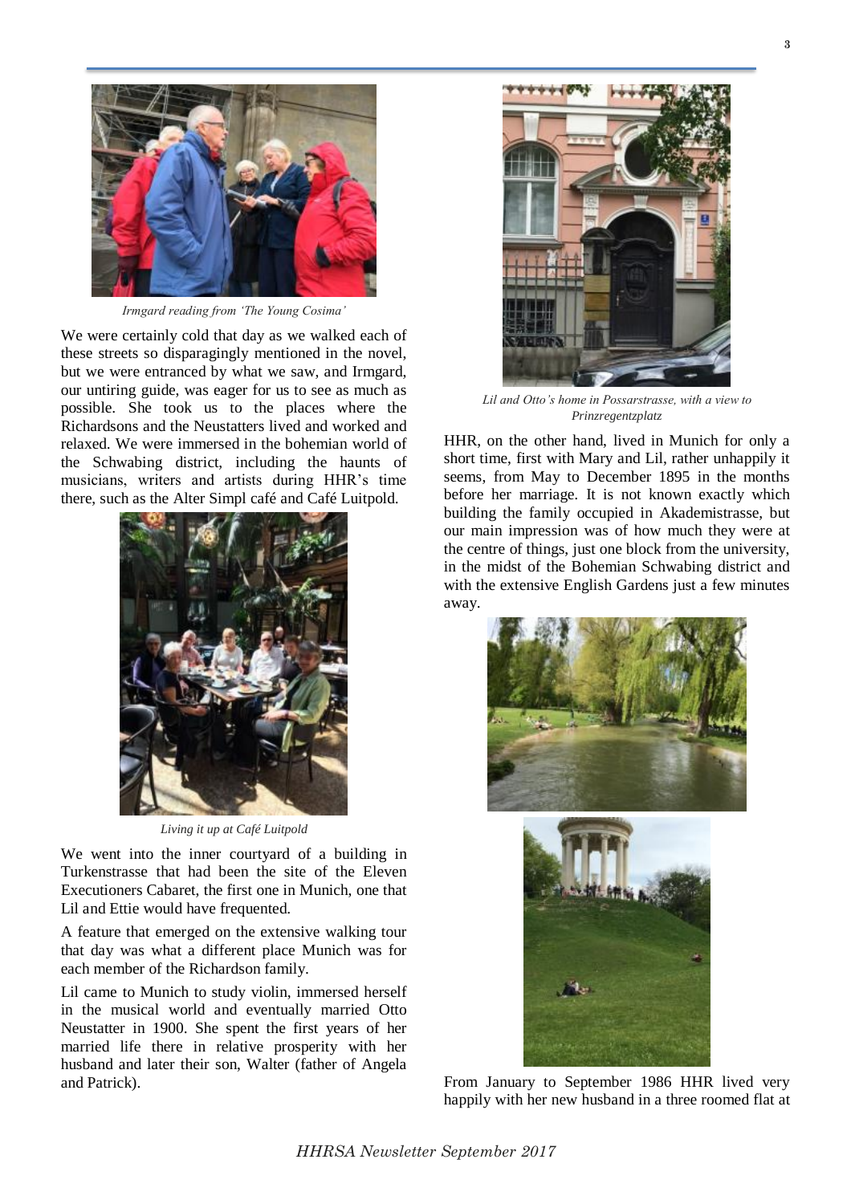*Irmgard reading from 'The Young Cosima'*

We were certainly cold that day as we walked each of these streets so disparagingly mentioned in the novel, but we were entranced by what we saw, and Irmgard, our untiring guide, was eager for us to see as much as possible. She took us to the places where the Richardsons and the Neustatters lived and worked and relaxed. We were immersed in the bohemian world of the Schwabing district, including the haunts of musicians, writers and artists during HHR's time there, such as the Alter Simpl café and Café Luitpold.

*Living it up at Café Luitpold*

We went into the inner courtyard of a building in Turkenstrasse that had been the site of the Eleven Executioners Cabaret, the first one in Munich, one that Lil and Ettie would have frequented.

A feature that emerged on the extensive walking tour that day was what a different place Munich was for each member of the Richardson family.

Lil came to Munich to study violin, immersed herself in the musical world and eventually married Otto Neustatter in 1900. She spent the first years of her married life there in relative prosperity with her husband and later their son, Walter (father of Angela and Patrick).

*Lil and Otto's home in Possarstrasse, with a view to Prinzregentzplatz*

HHR, on the other hand, lived in Munich for only a short time, first with Mary and Lil, rather unhappily it seems, from May to December 1895 in the months before her marriage. It is not known exactly which building the family occupied in Akademistrasse, but our main impression was of how much they were at the centre of things, just one block from the university, in the midst of the Bohemian Schwabing district and with the extensive English Gardens just a few minutes away.

From January to September 1986 HHR lived very happily with her new husband in a three roomed flat at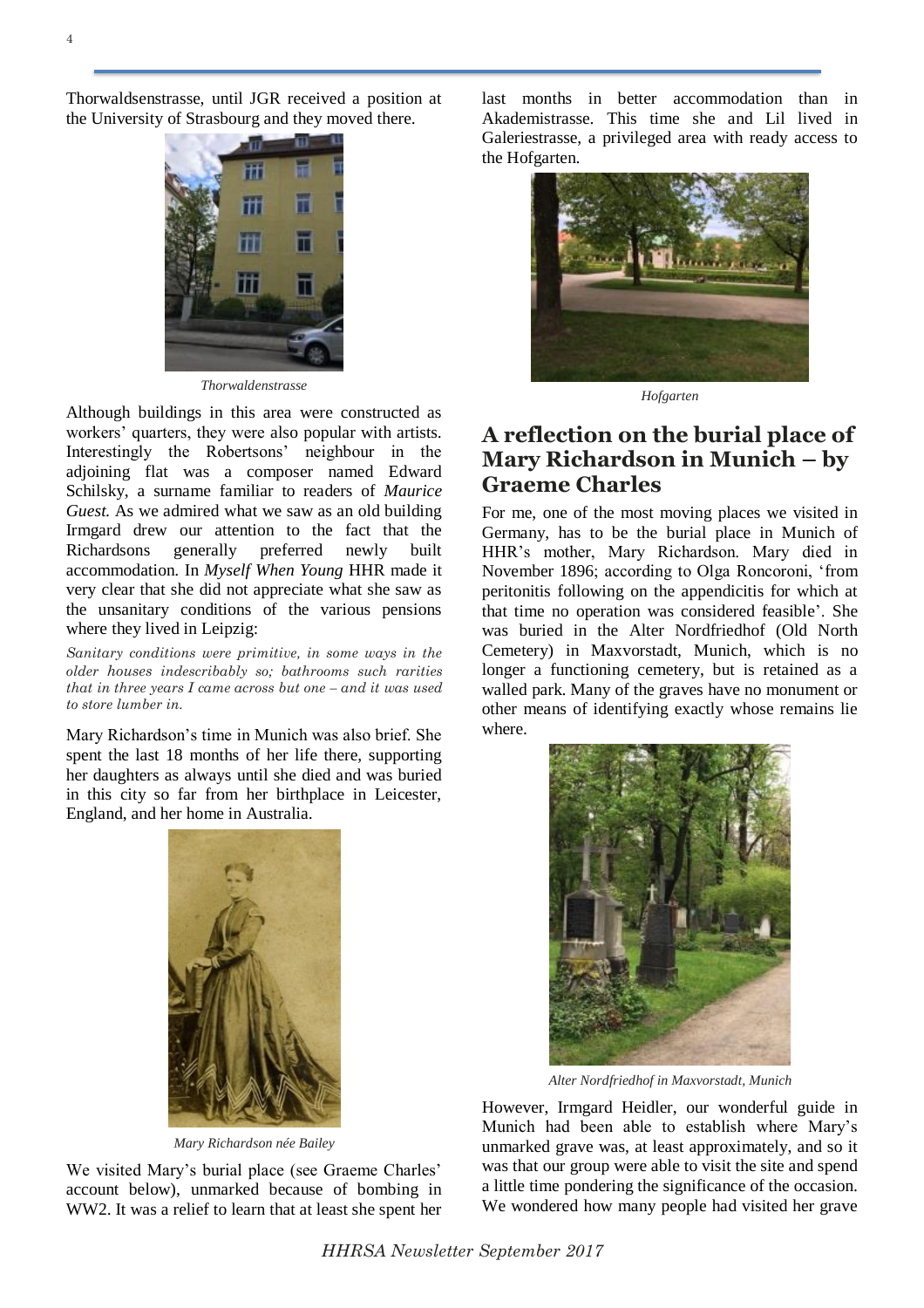Thorwaldsenstrasse, until JGR received a position at the University of Strasbourg and they moved there.

*Thorwaldenstrasse*

Although buildings in this area were constructed as workers' quarters, they were also popular with artists. Interestingly the Robertsons' neighbour in the adjoining flat was a composer named Edward Schilsky, a surname familiar to readers of *Maurice Guest.* As we admired what we saw as an old building Irmgard drew our attention to the fact that the Richardsons generally preferred newly built accommodation. In *Myself When Young* HHR made it very clear that she did not appreciate what she saw as the unsanitary conditions of the various pensions where they lived in Leipzig:

*Sanitary conditions were primitive, in some ways in the older houses indescribably so; bathrooms such rarities that in three years I came across but one – and it was used to store lumber in.*

Mary Richardson's time in Munich was also brief. She spent the last 18 months of her life there, supporting her daughters as always until she died and was buried in this city so far from her birthplace in Leicester, England, and her home in Australia.

*Mary Richardson née Bailey*

We visited Mary's burial place (see Graeme Charles' account below), unmarked because of bombing in WW2. It was a relief to learn that at least she spent her last months in better accommodation than in Akademistrasse. This time she and Lil lived in Galeriestrasse, a privileged area with ready access to the Hofgarten.

*Hofgarten*

## A reflection on the burial place of Mary Richardson in Munich – by Graeme Charles

For me, one of the most moving places we visited in Germany, has to be the burial place in Munich of HHR's mother, Mary Richardson. Mary died in November 1896; according to Olga Roncoroni, 'from peritonitis following on the appendicitis for which at that time no operation was considered feasible'. She was buried in the Alter Nordfriedhof (Old North Cemetery) in Maxvorstadt, Munich, which is no longer a functioning cemetery, but is retained as a walled park. Many of the graves have no monument or other means of identifying exactly whose remains lie where.

*Alter Nordfriedhof in Maxvorstadt, Munich*

However, Irmgard Heidler, our wonderful guide in Munich had been able to establish where Mary's unmarked grave was, at least approximately, and so it was that our group were able to visit the site and spend a little time pondering the significance of the occasion. We wondered how many people had visited her grave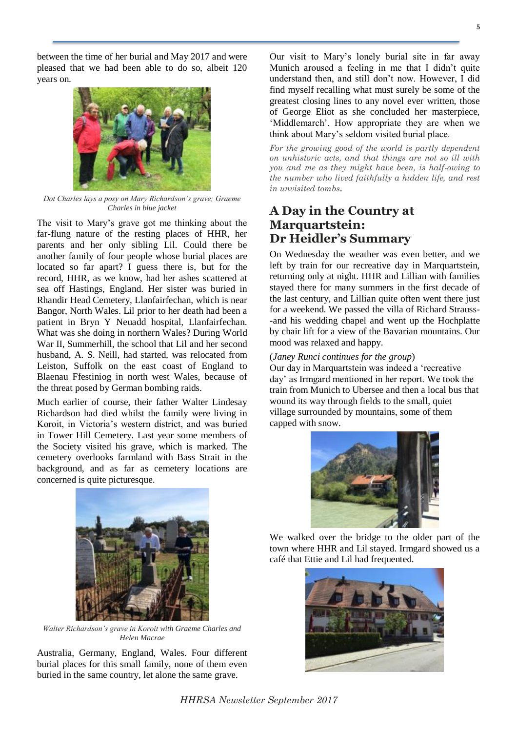between the time of her burial and May 2017 and were pleased that we had been able to do so, albeit 120 years on.

*Dot Charles lays a posy on Mary Richardson's grave; Graeme Charles in blue jacket*

The visit to Mary's grave got me thinking about the far-flung nature of the resting places of HHR, her parents and her only sibling Lil. Could there be another family of four people whose burial places are located so far apart? I guess there is, but for the record, HHR, as we know, had her ashes scattered at sea off Hastings, England. Her sister was buried in Rhandir Head Cemetery, Llanfairfechan, which is near Bangor, North Wales. Lil prior to her death had been a patient in Bryn Y Neuadd hospital, Llanfairfechan. What was she doing in northern Wales? During World War II, Summerhill, the school that Lil and her second husband, A. S. Neill, had started, was relocated from Leiston, Suffolk on the east coast of England to Blaenau Ffestiniog in north west Wales, because of the threat posed by German bombing raids.

Much earlier of course, their father Walter Lindesay Richardson had died whilst the family were living in Koroit, in Victoria's western district, and was buried in Tower Hill Cemetery. Last year some members of the Society visited his grave, which is marked. The cemetery overlooks farmland with Bass Strait in the background, and as far as cemetery locations are concerned is quite picturesque.

*Walter Richardson's grave in Koroit with Graeme Charles and Helen Macrae*

Australia, Germany, England, Wales. Four different burial places for this small family, none of them even buried in the same country, let alone the same grave.

Our visit to Mary's lonely burial site in far away Munich aroused a feeling in me that I didn't quite understand then, and still don't now. However, I did find myself recalling what must surely be some of the greatest closing lines to any novel ever written, those of George Eliot as she concluded her masterpiece, 'Middlemarch'. How appropriate they are when we think about Mary's seldom visited burial place.

*For the growing good of the world is partly dependent on unhistoric acts, and that things are not so ill with you and me as they might have been, is half-owing to the number who lived faithfully a hidden life, and rest in unvisited tombs.*

## A Day in the Country at Marquartstein: Dr Heidler's Summary

On Wednesday the weather was even better, and we left by train for our recreative day in Marquartstein, returning only at night. HHR and Lillian with families stayed there for many summers in the first decade of the last century, and Lillian quite often went there just for a weekend. We passed the villa of Richard Strauss--and his wedding chapel and went up the Hochplatte by chair lift for a view of the Bavarian mountains. Our mood was relaxed and happy.

(*Janey Runci continues for the group*)

Our day in Marquartstein was indeed a 'recreative day' as Irmgard mentioned in her report. We took the train from Munich to Ubersee and then a local bus that wound its way through fields to the small, quiet village surrounded by mountains, some of them capped with snow.

We walked over the bridge to the older part of the town where HHR and Lil stayed. Irmgard showed us a café that Ettie and Lil had frequented.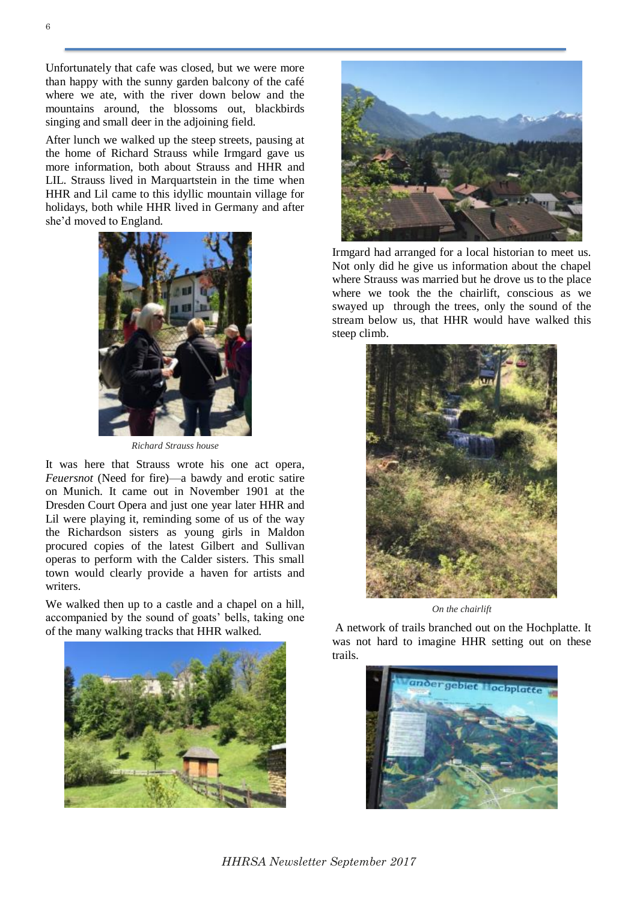Unfortunately that cafe was closed, but we were more than happy with the sunny garden balcony of the café where we ate, with the river down below and the mountains around, the blossoms out, blackbirds singing and small deer in the adjoining field.

After lunch we walked up the steep streets, pausing at the home of Richard Strauss while Irmgard gave us more information, both about Strauss and HHR and LIL. Strauss lived in Marquartstein in the time when HHR and Lil came to this idyllic mountain village for holidays, both while HHR lived in Germany and after she'd moved to England.

*Richard Strauss house*

It was here that Strauss wrote his one act opera, *Feuersnot* (Need for fire)—a bawdy and erotic satire on Munich. It came out in November 1901 at the Dresden Court Opera and just one year later HHR and Lil were playing it, reminding some of us of the way the Richardson sisters as young girls in Maldon procured copies of the latest Gilbert and Sullivan operas to perform with the Calder sisters. This small town would clearly provide a haven for artists and writers.

We walked then up to a castle and a chapel on a hill, accompanied by the sound of goats' bells, taking one of the many walking tracks that HHR walked.

Irmgard had arranged for a local historian to meet us. Not only did he give us information about the chapel where Strauss was married but he drove us to the place where we took the the chairlift, conscious as we swayed up through the trees, only the sound of the stream below us, that HHR would have walked this steep climb.

*On the chairlift*

A network of trails branched out on the Hochplatte. It was not hard to imagine HHR setting out on these trails.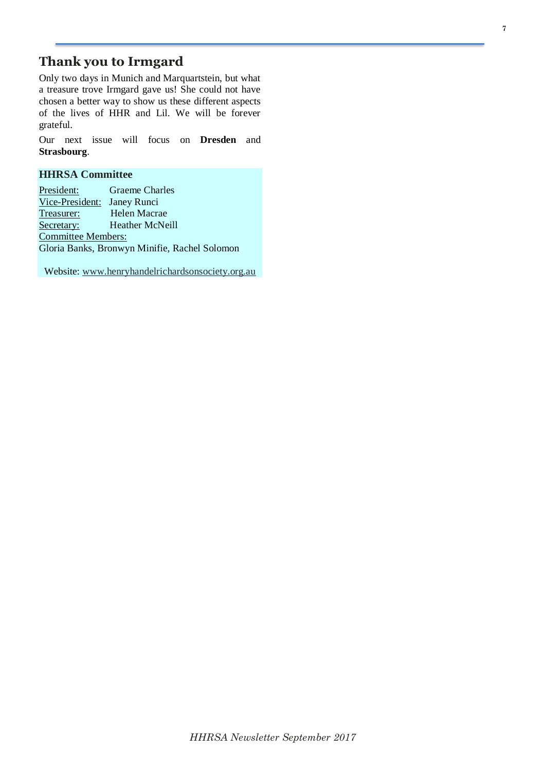## Thank you to Irmgard

Only two days in Munich and Marquartstein, but what a treasure trove Irmgard gave us! She could not have chosen a better way to show us these different aspects of the lives of HHR and Lil. We will be forever grateful.

Our next issue will focus on **Dresden** and **Strasbourg**.

### HHRSA Committee

President: Graeme Charles
Vice-President: Janey Runci
Treasurer: Helen Macrae
Secretary: Heather McNeill
Committee Members:
Gloria Banks, Bronwyn Minifie, Rachel Solomon

Website: www.henryhandelrichardsonsociety.org.au